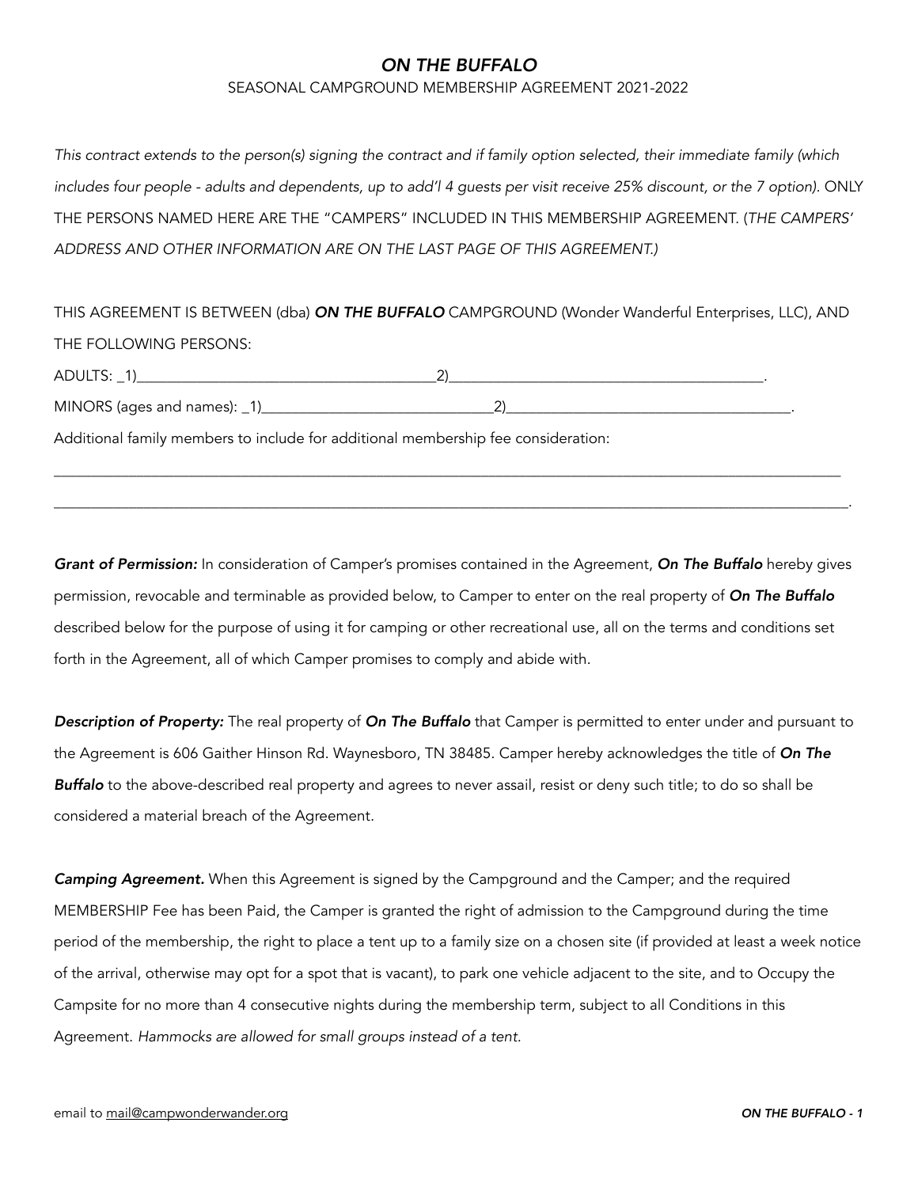# *ON THE BUFFALO*

SEASONAL CAMPGROUND MEMBERSHIP AGREEMENT 2021-2022

*This contract extends to the person(s) signing the contract and if family option selected, their immediate family (which includes four people - adults and dependents, up to add'l 4 guests per visit receive 25% discount, or the 7 option).* ONLY THE PERSONS NAMED HERE ARE THE "CAMPERS" INCLUDED IN THIS MEMBERSHIP AGREEMENT. (*THE CAMPERS' ADDRESS AND OTHER INFORMATION ARE ON THE LAST PAGE OF THIS AGREEMENT.)*

THIS AGREEMENT IS BETWEEN (dba) ***ON THE BUFFALO*** CAMPGROUND (Wonder Wanderful Enterprises, LLC), AND THE FOLLOWING PERSONS:

ADULTS: _1)________________________________________2)__________________________________________.

MINORS (ages and names): _1)_______________________________2)______________________________________.

Additional family members to include for additional membership fee consideration:

______________________________________________________________________________________________________

______________________________________________________________________________________________________.

***Grant of Permission:*** In consideration of Camper's promises contained in the Agreement, ***On The Buffalo*** hereby gives permission, revocable and terminable as provided below, to Camper to enter on the real property of ***On The Buffalo*** described below for the purpose of using it for camping or other recreational use, all on the terms and conditions set forth in the Agreement, all of which Camper promises to comply and abide with.

***Description of Property:*** The real property of ***On The Buffalo*** that Camper is permitted to enter under and pursuant to the Agreement is 606 Gaither Hinson Rd. Waynesboro, TN 38485. Camper hereby acknowledges the title of ***On The Buffalo*** to the above-described real property and agrees to never assail, resist or deny such title; to do so shall be considered a material breach of the Agreement.

***Camping Agreement.*** When this Agreement is signed by the Campground and the Camper; and the required MEMBERSHIP Fee has been Paid, the Camper is granted the right of admission to the Campground during the time period of the membership, the right to place a tent up to a family size on a chosen site (if provided at least a week notice of the arrival, otherwise may opt for a spot that is vacant), to park one vehicle adjacent to the site, and to Occupy the Campsite for no more than 4 consecutive nights during the membership term, subject to all Conditions in this Agreement. *Hammocks are allowed for small groups instead of a tent.*

email to mail@campwonderwander.org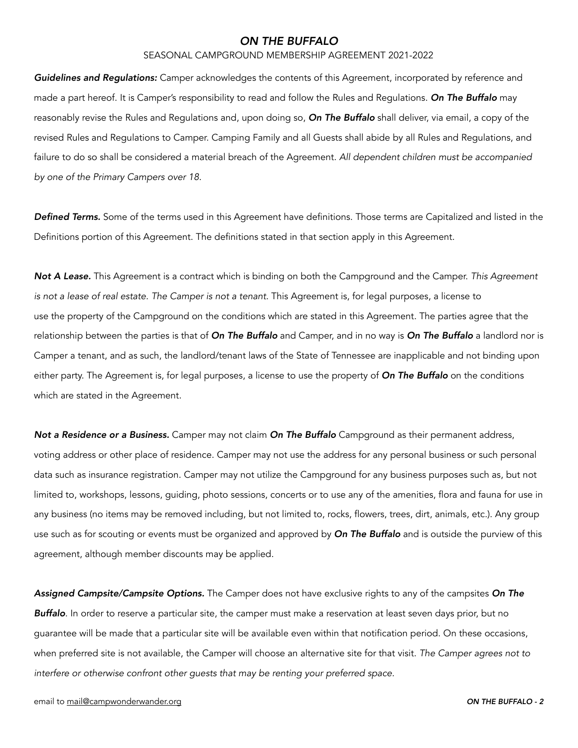## *ON THE BUFFALO*

SEASONAL CAMPGROUND MEMBERSHIP AGREEMENT 2021-2022

***Guidelines and Regulations:*** Camper acknowledges the contents of this Agreement, incorporated by reference and made a part hereof. It is Camper's responsibility to read and follow the Rules and Regulations. ***On The Buffalo*** may reasonably revise the Rules and Regulations and, upon doing so, ***On The Buffalo*** shall deliver, via email, a copy of the revised Rules and Regulations to Camper. Camping Family and all Guests shall abide by all Rules and Regulations, and failure to do so shall be considered a material breach of the Agreement. *All dependent children must be accompanied by one of the Primary Campers over 18.*

***Defined Terms.*** Some of the terms used in this Agreement have definitions. Those terms are Capitalized and listed in the Definitions portion of this Agreement. The definitions stated in that section apply in this Agreement.

***Not A Lease.*** This Agreement is a contract which is binding on both the Campground and the Camper. *This Agreement is not a lease of real estate. The Camper is not a tenant.* This Agreement is, for legal purposes, a license to use the property of the Campground on the conditions which are stated in this Agreement. The parties agree that the relationship between the parties is that of ***On The Buffalo*** and Camper, and in no way is ***On The Buffalo*** a landlord nor is Camper a tenant, and as such, the landlord/tenant laws of the State of Tennessee are inapplicable and not binding upon either party. The Agreement is, for legal purposes, a license to use the property of ***On The Buffalo*** on the conditions which are stated in the Agreement.

***Not a Residence or a Business.*** Camper may not claim ***On The Buffalo*** Campground as their permanent address, voting address or other place of residence. Camper may not use the address for any personal business or such personal data such as insurance registration. Camper may not utilize the Campground for any business purposes such as, but not limited to, workshops, lessons, guiding, photo sessions, concerts or to use any of the amenities, flora and fauna for use in any business (no items may be removed including, but not limited to, rocks, flowers, trees, dirt, animals, etc.). Any group use such as for scouting or events must be organized and approved by ***On The Buffalo*** and is outside the purview of this agreement, although member discounts may be applied.

***Assigned Campsite/Campsite Options.*** The Camper does not have exclusive rights to any of the campsites ***On The Buffalo***. In order to reserve a particular site, the camper must make a reservation at least seven days prior, but no guarantee will be made that a particular site will be available even within that notification period. On these occasions, when preferred site is not available, the Camper will choose an alternative site for that visit. *The Camper agrees not to interfere or otherwise confront other guests that may be renting your preferred space.*

email to mail@campwonderwander.org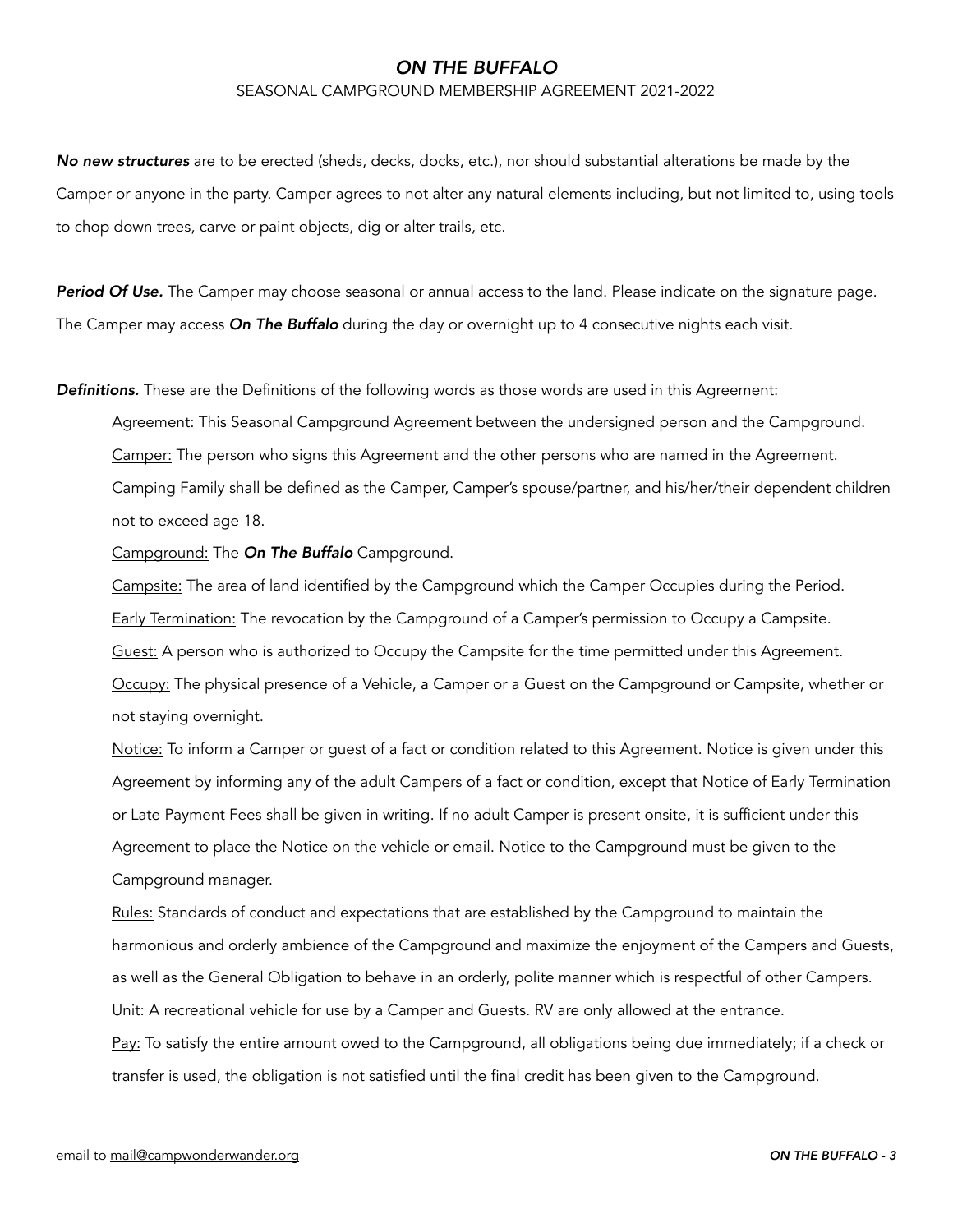*ON THE BUFFALO*

SEASONAL CAMPGROUND MEMBERSHIP AGREEMENT 2021-2022

***No new structures*** are to be erected (sheds, decks, docks, etc.), nor should substantial alterations be made by the Camper or anyone in the party. Camper agrees to not alter any natural elements including, but not limited to, using tools to chop down trees, carve or paint objects, dig or alter trails, etc.

***Period Of Use.*** The Camper may choose seasonal or annual access to the land. Please indicate on the signature page. The Camper may access ***On The Buffalo*** during the day or overnight up to 4 consecutive nights each visit.

***Definitions.*** These are the Definitions of the following words as those words are used in this Agreement:

Agreement: This Seasonal Campground Agreement between the undersigned person and the Campground.

Camper: The person who signs this Agreement and the other persons who are named in the Agreement. Camping Family shall be defined as the Camper, Camper's spouse/partner, and his/her/their dependent children not to exceed age 18.

Campground: The ***On The Buffalo*** Campground.

Campsite: The area of land identified by the Campground which the Camper Occupies during the Period.

Early Termination: The revocation by the Campground of a Camper's permission to Occupy a Campsite.

Guest: A person who is authorized to Occupy the Campsite for the time permitted under this Agreement.

Occupy: The physical presence of a Vehicle, a Camper or a Guest on the Campground or Campsite, whether or not staying overnight.

Notice: To inform a Camper or guest of a fact or condition related to this Agreement. Notice is given under this Agreement by informing any of the adult Campers of a fact or condition, except that Notice of Early Termination or Late Payment Fees shall be given in writing. If no adult Camper is present onsite, it is sufficient under this Agreement to place the Notice on the vehicle or email. Notice to the Campground must be given to the Campground manager.

Rules: Standards of conduct and expectations that are established by the Campground to maintain the harmonious and orderly ambience of the Campground and maximize the enjoyment of the Campers and Guests, as well as the General Obligation to behave in an orderly, polite manner which is respectful of other Campers.

Unit: A recreational vehicle for use by a Camper and Guests. RV are only allowed at the entrance.

Pay: To satisfy the entire amount owed to the Campground, all obligations being due immediately; if a check or transfer is used, the obligation is not satisfied until the final credit has been given to the Campground.

email to mail@campwonderwander.org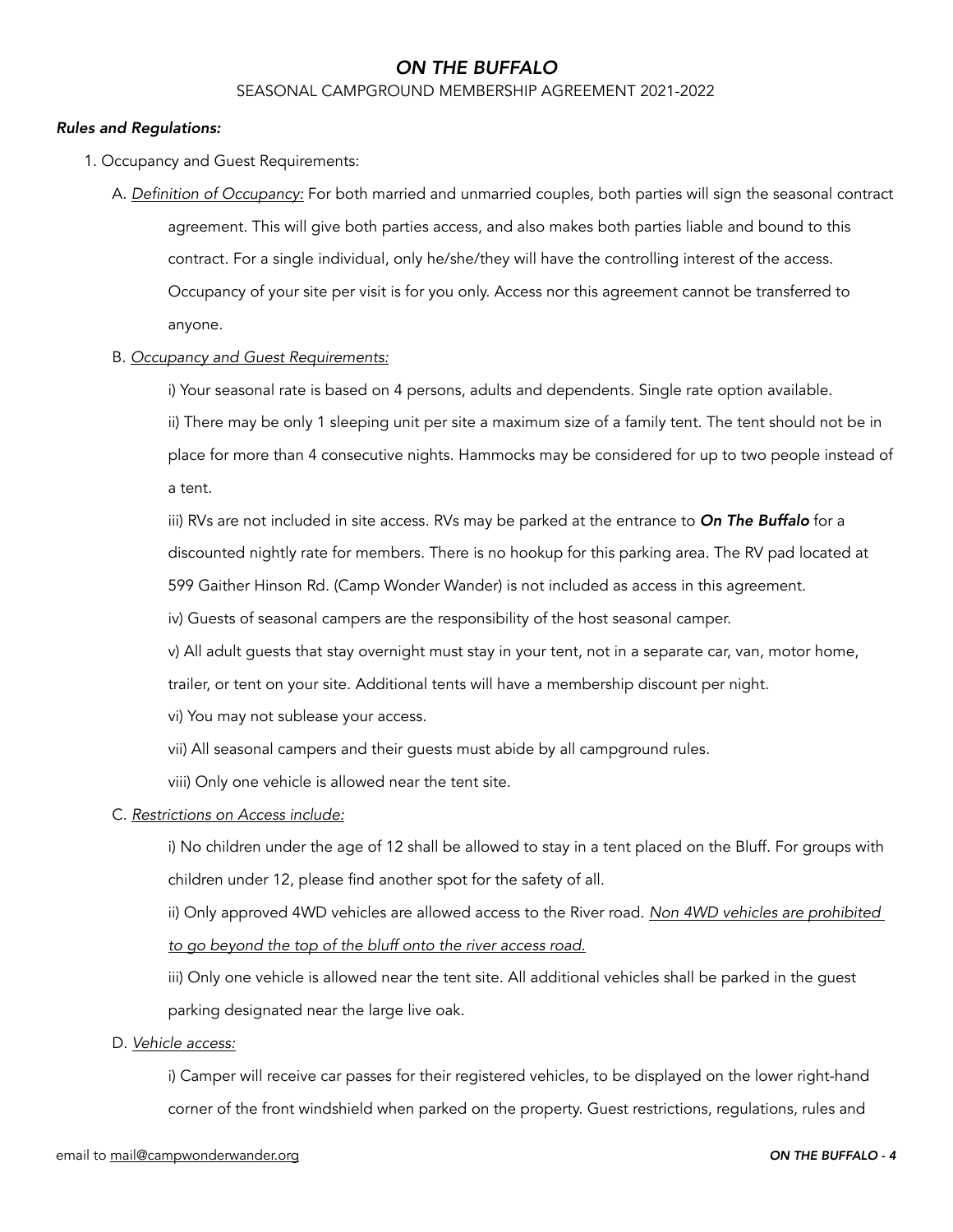# *ON THE BUFFALO*

SEASONAL CAMPGROUND MEMBERSHIP AGREEMENT 2021-2022

***Rules and Regulations:***

1. Occupancy and Guest Requirements:

   A. <u>*Definition of Occupancy:*</u> For both married and unmarried couples, both parties will sign the seasonal contract agreement. This will give both parties access, and also makes both parties liable and bound to this contract. For a single individual, only he/she/they will have the controlling interest of the access. Occupancy of your site per visit is for you only. Access nor this agreement cannot be transferred to anyone.

   B. <u>*Occupancy and Guest Requirements:*</u>

      i) Your seasonal rate is based on 4 persons, adults and dependents. Single rate option available.

      ii) There may be only 1 sleeping unit per site a maximum size of a family tent. The tent should not be in place for more than 4 consecutive nights. Hammocks may be considered for up to two people instead of a tent.

      iii) RVs are not included in site access. RVs may be parked at the entrance to ***On The Buffalo*** for a discounted nightly rate for members. There is no hookup for this parking area. The RV pad located at 599 Gaither Hinson Rd. (Camp Wonder Wander) is not included as access in this agreement.

      iv) Guests of seasonal campers are the responsibility of the host seasonal camper.

      v) All adult guests that stay overnight must stay in your tent, not in a separate car, van, motor home, trailer, or tent on your site. Additional tents will have a membership discount per night.

      vi) You may not sublease your access.

      vii) All seasonal campers and their guests must abide by all campground rules.

      viii) Only one vehicle is allowed near the tent site.

   C. <u>*Restrictions on Access include:*</u>

      i) No children under the age of 12 shall be allowed to stay in a tent placed on the Bluff. For groups with children under 12, please find another spot for the safety of all.

      ii) Only approved 4WD vehicles are allowed access to the River road. <u>*Non 4WD vehicles are prohibited to go beyond the top of the bluff onto the river access road.*</u>

      iii) Only one vehicle is allowed near the tent site. All additional vehicles shall be parked in the guest parking designated near the large live oak.

   D. <u>*Vehicle access:*</u>

      i) Camper will receive car passes for their registered vehicles, to be displayed on the lower right-hand corner of the front windshield when parked on the property. Guest restrictions, regulations, rules and

email to mail@campwonderwander.org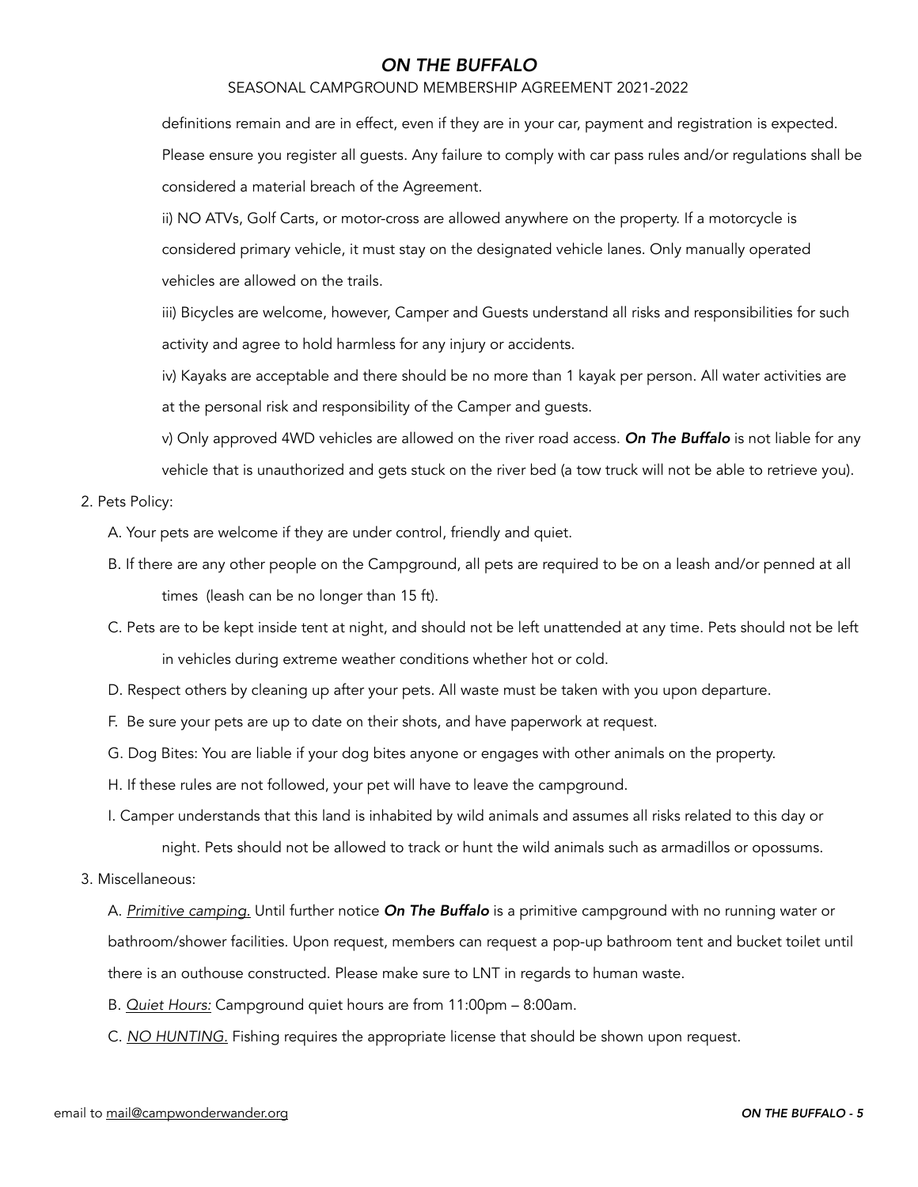definitions remain and are in effect, even if they are in your car, payment and registration is expected. Please ensure you register all guests. Any failure to comply with car pass rules and/or regulations shall be considered a material breach of the Agreement.

ii) NO ATVs, Golf Carts, or motor-cross are allowed anywhere on the property. If a motorcycle is considered primary vehicle, it must stay on the designated vehicle lanes. Only manually operated vehicles are allowed on the trails.

iii) Bicycles are welcome, however, Camper and Guests understand all risks and responsibilities for such activity and agree to hold harmless for any injury or accidents.

iv) Kayaks are acceptable and there should be no more than 1 kayak per person. All water activities are at the personal risk and responsibility of the Camper and guests.

v) Only approved 4WD vehicles are allowed on the river road access. ***On The Buffalo*** is not liable for any vehicle that is unauthorized and gets stuck on the river bed (a tow truck will not be able to retrieve you).

2. Pets Policy:

A. Your pets are welcome if they are under control, friendly and quiet.

B. If there are any other people on the Campground, all pets are required to be on a leash and/or penned at all times (leash can be no longer than 15 ft).

C. Pets are to be kept inside tent at night, and should not be left unattended at any time. Pets should not be left in vehicles during extreme weather conditions whether hot or cold.

D. Respect others by cleaning up after your pets. All waste must be taken with you upon departure.

F. Be sure your pets are up to date on their shots, and have paperwork at request.

G. Dog Bites: You are liable if your dog bites anyone or engages with other animals on the property.

H. If these rules are not followed, your pet will have to leave the campground.

I. Camper understands that this land is inhabited by wild animals and assumes all risks related to this day or night. Pets should not be allowed to track or hunt the wild animals such as armadillos or opossums.

3. Miscellaneous:

A. *Primitive camping.* Until further notice ***On The Buffalo*** is a primitive campground with no running water or bathroom/shower facilities. Upon request, members can request a pop-up bathroom tent and bucket toilet until there is an outhouse constructed. Please make sure to LNT in regards to human waste.

B. *Quiet Hours:* Campground quiet hours are from 11:00pm – 8:00am.

C. *NO HUNTING.* Fishing requires the appropriate license that should be shown upon request.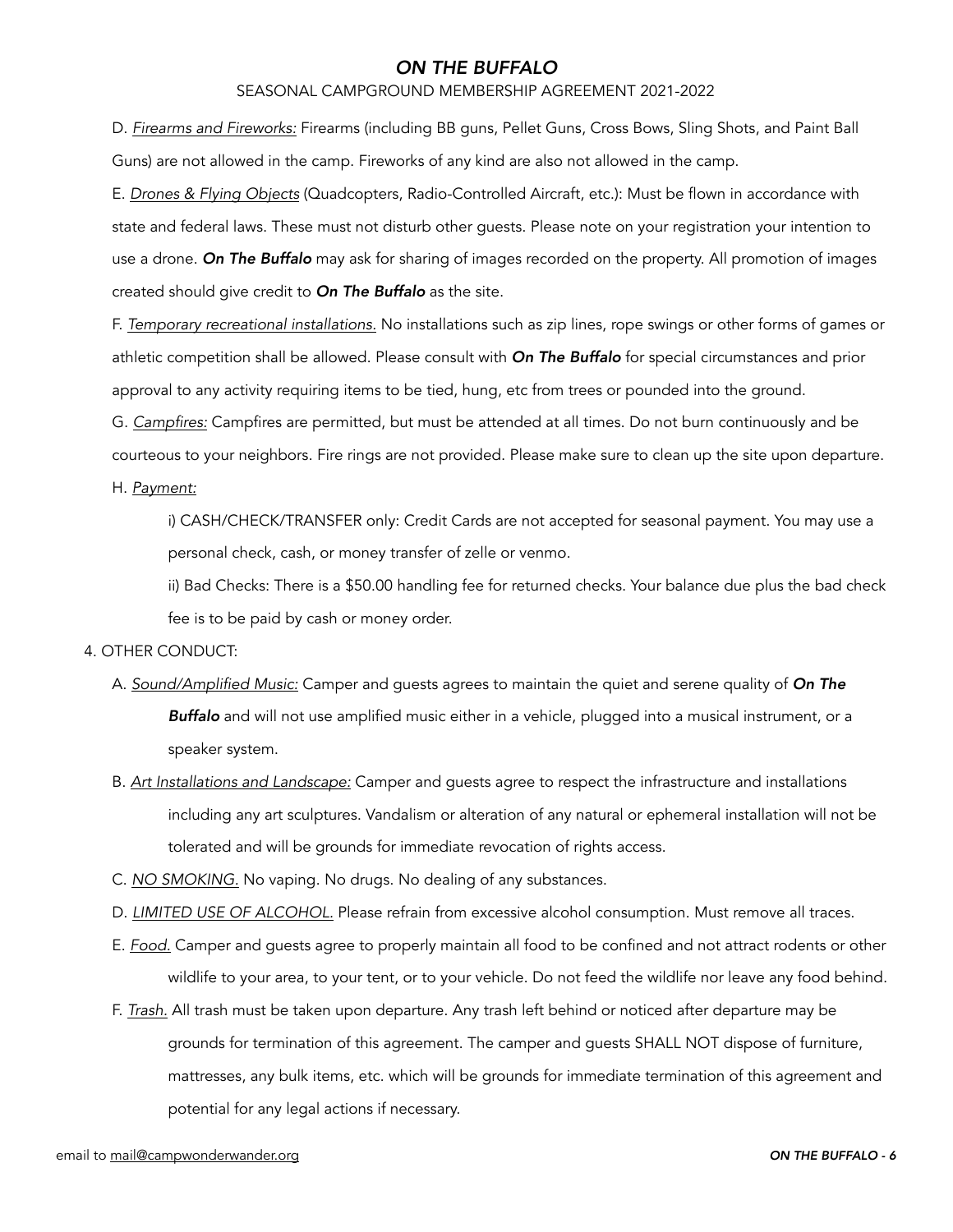D. *Firearms and Fireworks:* Firearms (including BB guns, Pellet Guns, Cross Bows, Sling Shots, and Paint Ball Guns) are not allowed in the camp. Fireworks of any kind are also not allowed in the camp.

E. *Drones & Flying Objects* (Quadcopters, Radio-Controlled Aircraft, etc.): Must be flown in accordance with state and federal laws. These must not disturb other guests. Please note on your registration your intention to use a drone. ***On The Buffalo*** may ask for sharing of images recorded on the property. All promotion of images created should give credit to ***On The Buffalo*** as the site.

F. *Temporary recreational installations.* No installations such as zip lines, rope swings or other forms of games or athletic competition shall be allowed. Please consult with ***On The Buffalo*** for special circumstances and prior approval to any activity requiring items to be tied, hung, etc from trees or pounded into the ground.

G. *Campfires:* Campfires are permitted, but must be attended at all times. Do not burn continuously and be courteous to your neighbors. Fire rings are not provided. Please make sure to clean up the site upon departure.

H. *Payment:*

i) CASH/CHECK/TRANSFER only: Credit Cards are not accepted for seasonal payment. You may use a personal check, cash, or money transfer of zelle or venmo.

ii) Bad Checks: There is a $50.00 handling fee for returned checks. Your balance due plus the bad check fee is to be paid by cash or money order.

4. OTHER CONDUCT:

A. *Sound/Amplified Music:* Camper and guests agrees to maintain the quiet and serene quality of ***On The Buffalo*** and will not use amplified music either in a vehicle, plugged into a musical instrument, or a speaker system.

B. *Art Installations and Landscape:* Camper and guests agree to respect the infrastructure and installations including any art sculptures. Vandalism or alteration of any natural or ephemeral installation will not be tolerated and will be grounds for immediate revocation of rights access.

C. *NO SMOKING.* No vaping. No drugs. No dealing of any substances.

D. *LIMITED USE OF ALCOHOL.* Please refrain from excessive alcohol consumption. Must remove all traces.

E. *Food.* Camper and guests agree to properly maintain all food to be confined and not attract rodents or other wildlife to your area, to your tent, or to your vehicle. Do not feed the wildlife nor leave any food behind.

F. *Trash.* All trash must be taken upon departure. Any trash left behind or noticed after departure may be grounds for termination of this agreement. The camper and guests SHALL NOT dispose of furniture, mattresses, any bulk items, etc. which will be grounds for immediate termination of this agreement and potential for any legal actions if necessary.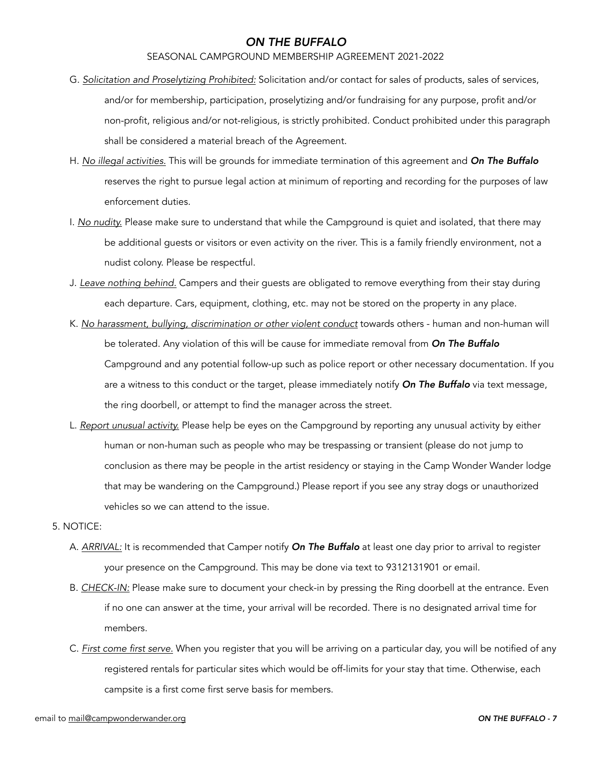G. *Solicitation and Proselytizing Prohibited:* Solicitation and/or contact for sales of products, sales of services, and/or for membership, participation, proselytizing and/or fundraising for any purpose, profit and/or non-profit, religious and/or not-religious, is strictly prohibited. Conduct prohibited under this paragraph shall be considered a material breach of the Agreement.

H. *No illegal activities.* This will be grounds for immediate termination of this agreement and ***On The Buffalo*** reserves the right to pursue legal action at minimum of reporting and recording for the purposes of law enforcement duties.

I. *No nudity.* Please make sure to understand that while the Campground is quiet and isolated, that there may be additional guests or visitors or even activity on the river. This is a family friendly environment, not a nudist colony. Please be respectful.

J. *Leave nothing behind.* Campers and their guests are obligated to remove everything from their stay during each departure. Cars, equipment, clothing, etc. may not be stored on the property in any place.

K. *No harassment, bullying, discrimination or other violent conduct* towards others - human and non-human will be tolerated. Any violation of this will be cause for immediate removal from ***On The Buffalo*** Campground and any potential follow-up such as police report or other necessary documentation. If you are a witness to this conduct or the target, please immediately notify ***On The Buffalo*** via text message, the ring doorbell, or attempt to find the manager across the street.

L. *Report unusual activity.* Please help be eyes on the Campground by reporting any unusual activity by either human or non-human such as people who may be trespassing or transient (please do not jump to conclusion as there may be people in the artist residency or staying in the Camp Wonder Wander lodge that may be wandering on the Campground.) Please report if you see any stray dogs or unauthorized vehicles so we can attend to the issue.

5. NOTICE:

A. *ARRIVAL:* It is recommended that Camper notify ***On The Buffalo*** at least one day prior to arrival to register your presence on the Campground. This may be done via text to 9312131901 or email.

B. *CHECK-IN:* Please make sure to document your check-in by pressing the Ring doorbell at the entrance. Even if no one can answer at the time, your arrival will be recorded. There is no designated arrival time for members.

C. *First come first serve.* When you register that you will be arriving on a particular day, you will be notified of any registered rentals for particular sites which would be off-limits for your stay that time. Otherwise, each campsite is a first come first serve basis for members.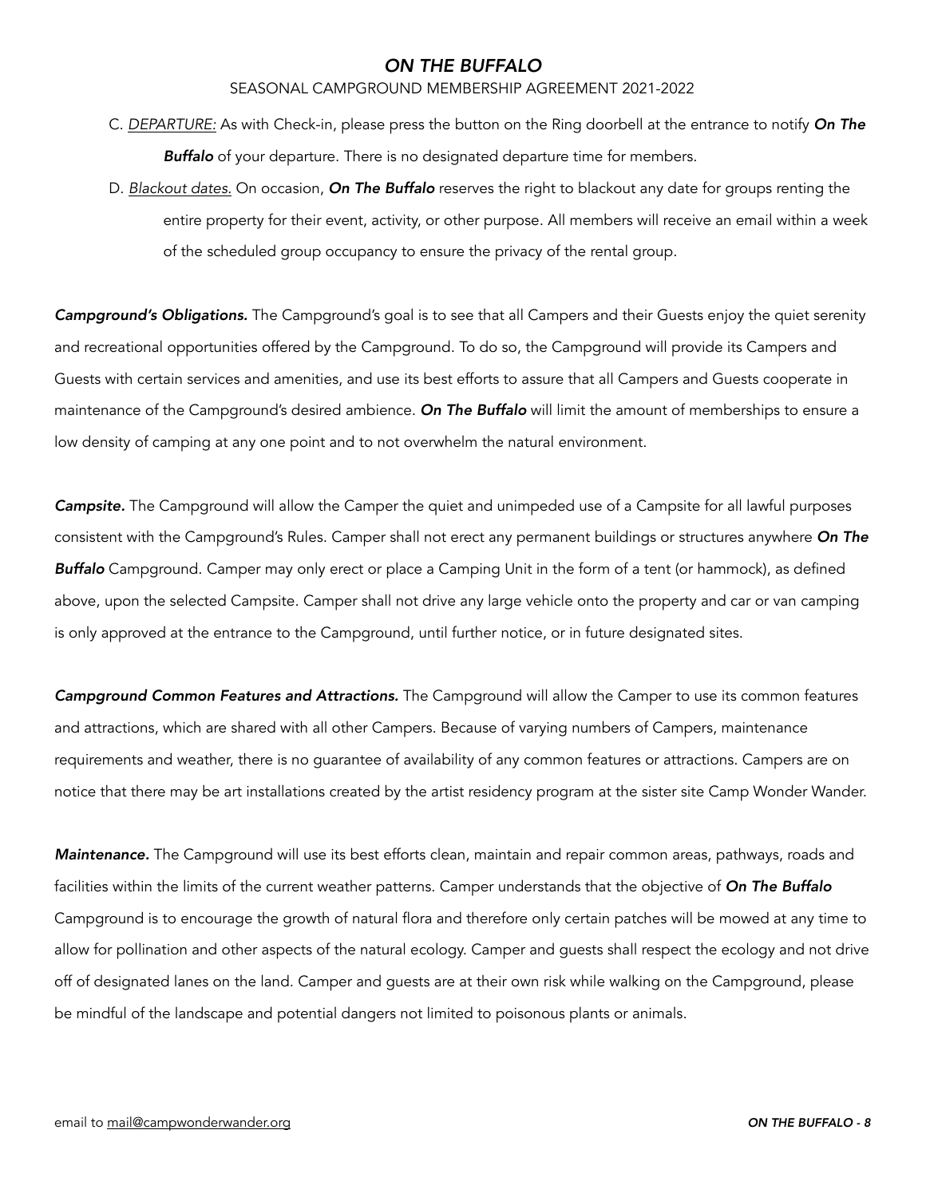C. *DEPARTURE:* As with Check-in, please press the button on the Ring doorbell at the entrance to notify ***On The Buffalo*** of your departure. There is no designated departure time for members.

D. *Blackout dates.* On occasion, ***On The Buffalo*** reserves the right to blackout any date for groups renting the entire property for their event, activity, or other purpose. All members will receive an email within a week of the scheduled group occupancy to ensure the privacy of the rental group.

***Campground's Obligations.*** The Campground's goal is to see that all Campers and their Guests enjoy the quiet serenity and recreational opportunities offered by the Campground. To do so, the Campground will provide its Campers and Guests with certain services and amenities, and use its best efforts to assure that all Campers and Guests cooperate in maintenance of the Campground's desired ambience. ***On The Buffalo*** will limit the amount of memberships to ensure a low density of camping at any one point and to not overwhelm the natural environment.

***Campsite.*** The Campground will allow the Camper the quiet and unimpeded use of a Campsite for all lawful purposes consistent with the Campground's Rules. Camper shall not erect any permanent buildings or structures anywhere ***On The Buffalo*** Campground. Camper may only erect or place a Camping Unit in the form of a tent (or hammock), as defined above, upon the selected Campsite. Camper shall not drive any large vehicle onto the property and car or van camping is only approved at the entrance to the Campground, until further notice, or in future designated sites.

***Campground Common Features and Attractions.*** The Campground will allow the Camper to use its common features and attractions, which are shared with all other Campers. Because of varying numbers of Campers, maintenance requirements and weather, there is no guarantee of availability of any common features or attractions. Campers are on notice that there may be art installations created by the artist residency program at the sister site Camp Wonder Wander.

***Maintenance.*** The Campground will use its best efforts clean, maintain and repair common areas, pathways, roads and facilities within the limits of the current weather patterns. Camper understands that the objective of ***On The Buffalo*** Campground is to encourage the growth of natural flora and therefore only certain patches will be mowed at any time to allow for pollination and other aspects of the natural ecology. Camper and guests shall respect the ecology and not drive off of designated lanes on the land. Camper and guests are at their own risk while walking on the Campground, please be mindful of the landscape and potential dangers not limited to poisonous plants or animals.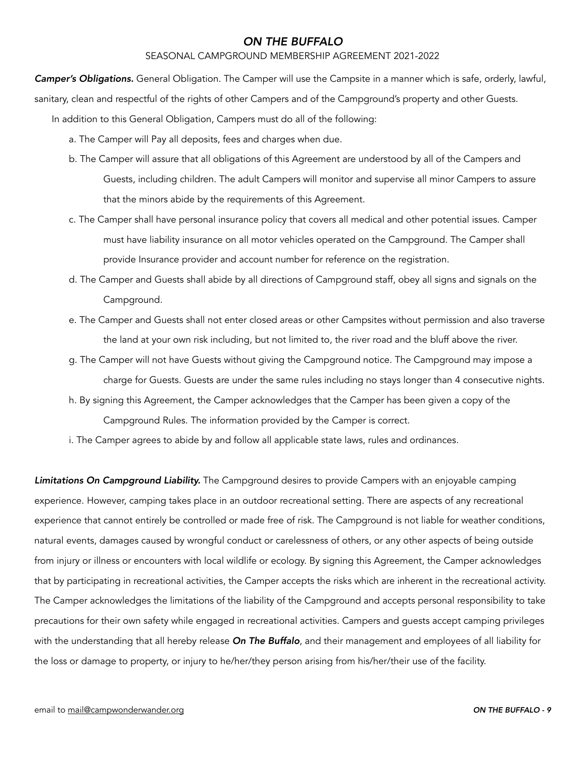# *ON THE BUFFALO*

SEASONAL CAMPGROUND MEMBERSHIP AGREEMENT 2021-2022

***Camper's Obligations.*** General Obligation. The Camper will use the Campsite in a manner which is safe, orderly, lawful, sanitary, clean and respectful of the rights of other Campers and of the Campground's property and other Guests.

In addition to this General Obligation, Campers must do all of the following:

a. The Camper will Pay all deposits, fees and charges when due.

b. The Camper will assure that all obligations of this Agreement are understood by all of the Campers and Guests, including children. The adult Campers will monitor and supervise all minor Campers to assure that the minors abide by the requirements of this Agreement.

c. The Camper shall have personal insurance policy that covers all medical and other potential issues. Camper must have liability insurance on all motor vehicles operated on the Campground. The Camper shall provide Insurance provider and account number for reference on the registration.

d. The Camper and Guests shall abide by all directions of Campground staff, obey all signs and signals on the Campground.

e. The Camper and Guests shall not enter closed areas or other Campsites without permission and also traverse the land at your own risk including, but not limited to, the river road and the bluff above the river.

g. The Camper will not have Guests without giving the Campground notice. The Campground may impose a charge for Guests. Guests are under the same rules including no stays longer than 4 consecutive nights.

h. By signing this Agreement, the Camper acknowledges that the Camper has been given a copy of the Campground Rules. The information provided by the Camper is correct.

i. The Camper agrees to abide by and follow all applicable state laws, rules and ordinances.

***Limitations On Campground Liability.*** The Campground desires to provide Campers with an enjoyable camping experience. However, camping takes place in an outdoor recreational setting. There are aspects of any recreational experience that cannot entirely be controlled or made free of risk. The Campground is not liable for weather conditions, natural events, damages caused by wrongful conduct or carelessness of others, or any other aspects of being outside from injury or illness or encounters with local wildlife or ecology. By signing this Agreement, the Camper acknowledges that by participating in recreational activities, the Camper accepts the risks which are inherent in the recreational activity. The Camper acknowledges the limitations of the liability of the Campground and accepts personal responsibility to take precautions for their own safety while engaged in recreational activities. Campers and guests accept camping privileges with the understanding that all hereby release ***On The Buffalo***, and their management and employees of all liability for the loss or damage to property, or injury to he/her/they person arising from his/her/their use of the facility.

email to mail@campwonderwander.org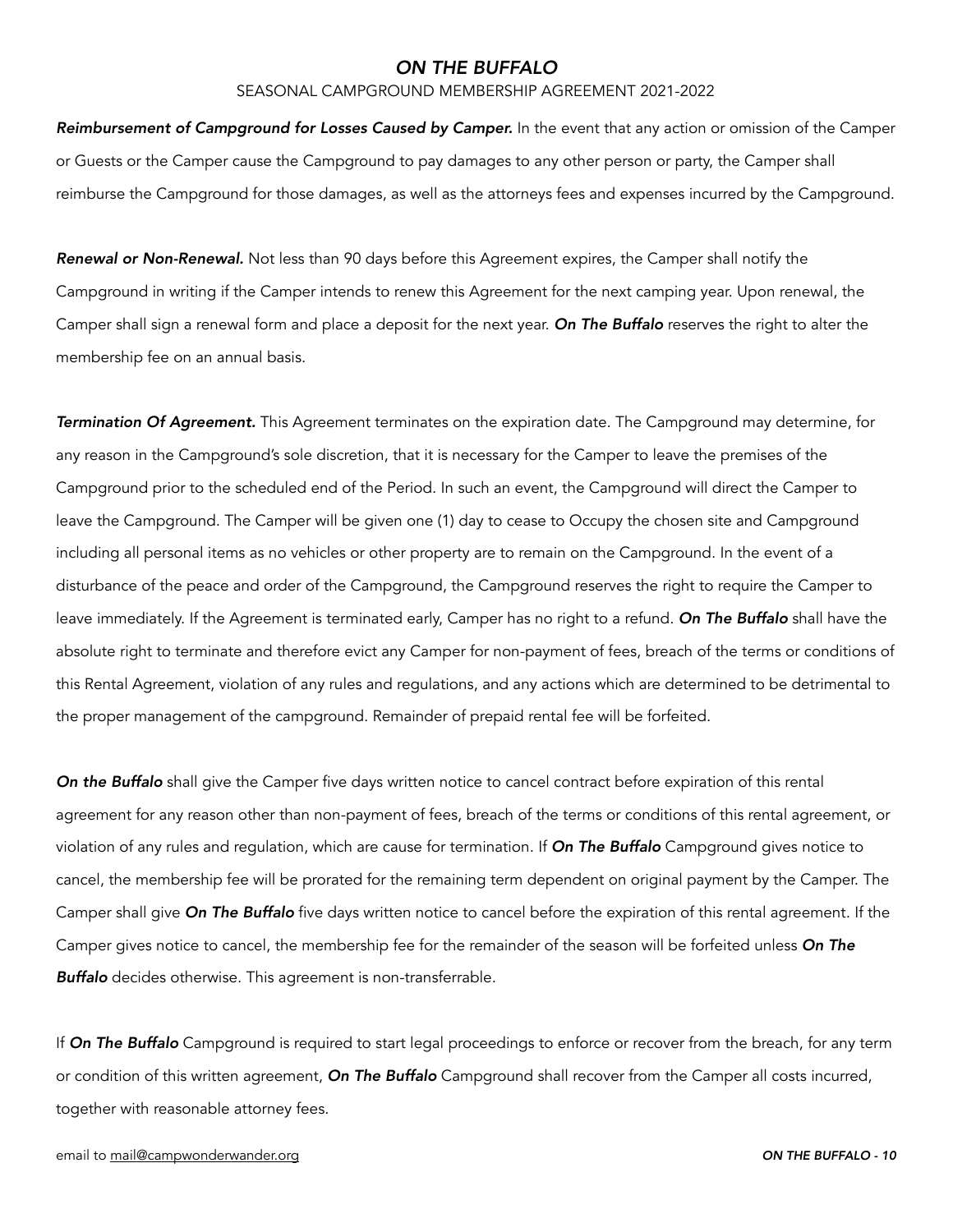***Reimbursement of Campground for Losses Caused by Camper.*** In the event that any action or omission of the Camper or Guests or the Camper cause the Campground to pay damages to any other person or party, the Camper shall reimburse the Campground for those damages, as well as the attorneys fees and expenses incurred by the Campground.

***Renewal or Non-Renewal.*** Not less than 90 days before this Agreement expires, the Camper shall notify the Campground in writing if the Camper intends to renew this Agreement for the next camping year. Upon renewal, the Camper shall sign a renewal form and place a deposit for the next year. ***On The Buffalo*** reserves the right to alter the membership fee on an annual basis.

***Termination Of Agreement.*** This Agreement terminates on the expiration date. The Campground may determine, for any reason in the Campground's sole discretion, that it is necessary for the Camper to leave the premises of the Campground prior to the scheduled end of the Period. In such an event, the Campground will direct the Camper to leave the Campground. The Camper will be given one (1) day to cease to Occupy the chosen site and Campground including all personal items as no vehicles or other property are to remain on the Campground. In the event of a disturbance of the peace and order of the Campground, the Campground reserves the right to require the Camper to leave immediately. If the Agreement is terminated early, Camper has no right to a refund. ***On The Buffalo*** shall have the absolute right to terminate and therefore evict any Camper for non-payment of fees, breach of the terms or conditions of this Rental Agreement, violation of any rules and regulations, and any actions which are determined to be detrimental to the proper management of the campground. Remainder of prepaid rental fee will be forfeited.

***On the Buffalo*** shall give the Camper five days written notice to cancel contract before expiration of this rental agreement for any reason other than non-payment of fees, breach of the terms or conditions of this rental agreement, or violation of any rules and regulation, which are cause for termination. If ***On The Buffalo*** Campground gives notice to cancel, the membership fee will be prorated for the remaining term dependent on original payment by the Camper. The Camper shall give ***On The Buffalo*** five days written notice to cancel before the expiration of this rental agreement. If the Camper gives notice to cancel, the membership fee for the remainder of the season will be forfeited unless ***On The Buffalo*** decides otherwise. This agreement is non-transferrable.

If ***On The Buffalo*** Campground is required to start legal proceedings to enforce or recover from the breach, for any term or condition of this written agreement, ***On The Buffalo*** Campground shall recover from the Camper all costs incurred, together with reasonable attorney fees.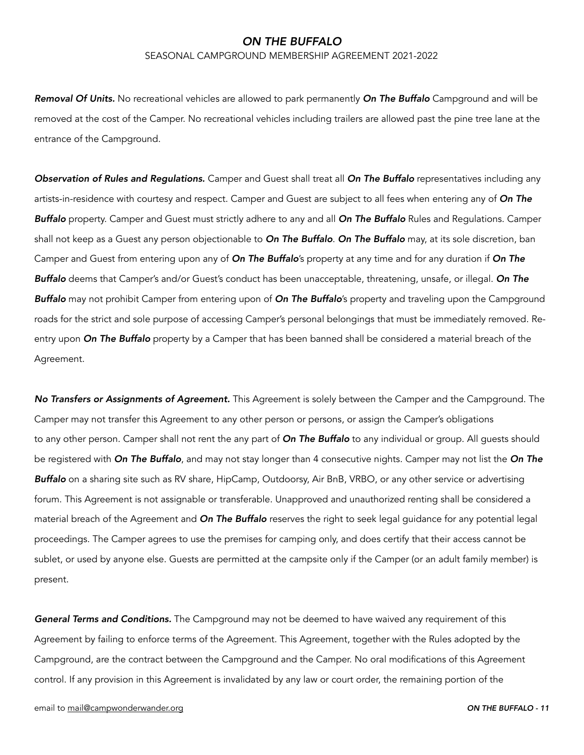***Removal Of Units.*** No recreational vehicles are allowed to park permanently ***On The Buffalo*** Campground and will be removed at the cost of the Camper. No recreational vehicles including trailers are allowed past the pine tree lane at the entrance of the Campground.

***Observation of Rules and Regulations.*** Camper and Guest shall treat all ***On The Buffalo*** representatives including any artists-in-residence with courtesy and respect. Camper and Guest are subject to all fees when entering any of ***On The Buffalo*** property. Camper and Guest must strictly adhere to any and all ***On The Buffalo*** Rules and Regulations. Camper shall not keep as a Guest any person objectionable to ***On The Buffalo***. ***On The Buffalo*** may, at its sole discretion, ban Camper and Guest from entering upon any of ***On The Buffalo***'s property at any time and for any duration if ***On The Buffalo*** deems that Camper's and/or Guest's conduct has been unacceptable, threatening, unsafe, or illegal. ***On The Buffalo*** may not prohibit Camper from entering upon of ***On The Buffalo***'s property and traveling upon the Campground roads for the strict and sole purpose of accessing Camper's personal belongings that must be immediately removed. Re-entry upon ***On The Buffalo*** property by a Camper that has been banned shall be considered a material breach of the Agreement.

***No Transfers or Assignments of Agreement.*** This Agreement is solely between the Camper and the Campground. The Camper may not transfer this Agreement to any other person or persons, or assign the Camper's obligations to any other person. Camper shall not rent the any part of ***On The Buffalo*** to any individual or group. All guests should be registered with ***On The Buffalo***, and may not stay longer than 4 consecutive nights. Camper may not list the ***On The Buffalo*** on a sharing site such as RV share, HipCamp, Outdoorsy, Air BnB, VRBO, or any other service or advertising forum. This Agreement is not assignable or transferable. Unapproved and unauthorized renting shall be considered a material breach of the Agreement and ***On The Buffalo*** reserves the right to seek legal guidance for any potential legal proceedings. The Camper agrees to use the premises for camping only, and does certify that their access cannot be sublet, or used by anyone else. Guests are permitted at the campsite only if the Camper (or an adult family member) is present.

***General Terms and Conditions.*** The Campground may not be deemed to have waived any requirement of this Agreement by failing to enforce terms of the Agreement. This Agreement, together with the Rules adopted by the Campground, are the contract between the Campground and the Camper. No oral modifications of this Agreement control. If any provision in this Agreement is invalidated by any law or court order, the remaining portion of the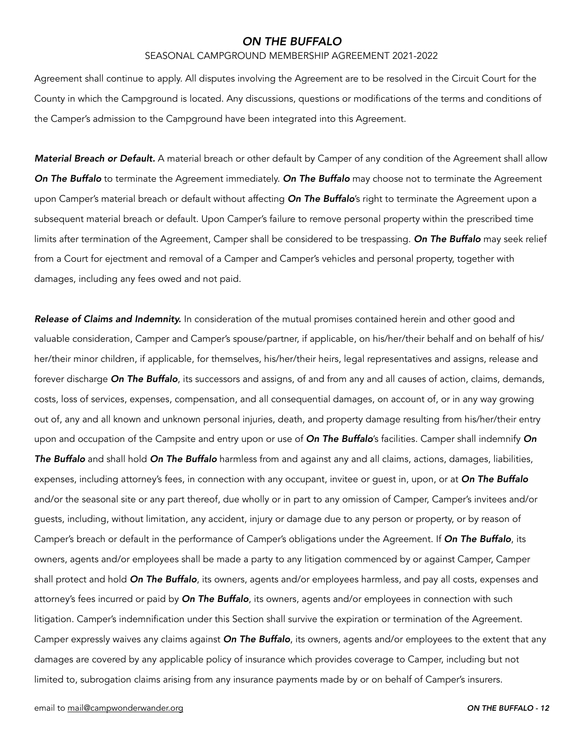Agreement shall continue to apply. All disputes involving the Agreement are to be resolved in the Circuit Court for the County in which the Campground is located. Any discussions, questions or modifications of the terms and conditions of the Camper's admission to the Campground have been integrated into this Agreement.

***Material Breach or Default.*** A material breach or other default by Camper of any condition of the Agreement shall allow ***On The Buffalo*** to terminate the Agreement immediately. ***On The Buffalo*** may choose not to terminate the Agreement upon Camper's material breach or default without affecting ***On The Buffalo***'s right to terminate the Agreement upon a subsequent material breach or default. Upon Camper's failure to remove personal property within the prescribed time limits after termination of the Agreement, Camper shall be considered to be trespassing. ***On The Buffalo*** may seek relief from a Court for ejectment and removal of a Camper and Camper's vehicles and personal property, together with damages, including any fees owed and not paid.

***Release of Claims and Indemnity.*** In consideration of the mutual promises contained herein and other good and valuable consideration, Camper and Camper's spouse/partner, if applicable, on his/her/their behalf and on behalf of his/her/their minor children, if applicable, for themselves, his/her/their heirs, legal representatives and assigns, release and forever discharge ***On The Buffalo***, its successors and assigns, of and from any and all causes of action, claims, demands, costs, loss of services, expenses, compensation, and all consequential damages, on account of, or in any way growing out of, any and all known and unknown personal injuries, death, and property damage resulting from his/her/their entry upon and occupation of the Campsite and entry upon or use of ***On The Buffalo***'s facilities. Camper shall indemnify ***On The Buffalo*** and shall hold ***On The Buffalo*** harmless from and against any and all claims, actions, damages, liabilities, expenses, including attorney's fees, in connection with any occupant, invitee or guest in, upon, or at ***On The Buffalo*** and/or the seasonal site or any part thereof, due wholly or in part to any omission of Camper, Camper's invitees and/or guests, including, without limitation, any accident, injury or damage due to any person or property, or by reason of Camper's breach or default in the performance of Camper's obligations under the Agreement. If ***On The Buffalo***, its owners, agents and/or employees shall be made a party to any litigation commenced by or against Camper, Camper shall protect and hold ***On The Buffalo***, its owners, agents and/or employees harmless, and pay all costs, expenses and attorney's fees incurred or paid by ***On The Buffalo***, its owners, agents and/or employees in connection with such litigation. Camper's indemnification under this Section shall survive the expiration or termination of the Agreement. Camper expressly waives any claims against ***On The Buffalo***, its owners, agents and/or employees to the extent that any damages are covered by any applicable policy of insurance which provides coverage to Camper, including but not limited to, subrogation claims arising from any insurance payments made by or on behalf of Camper's insurers.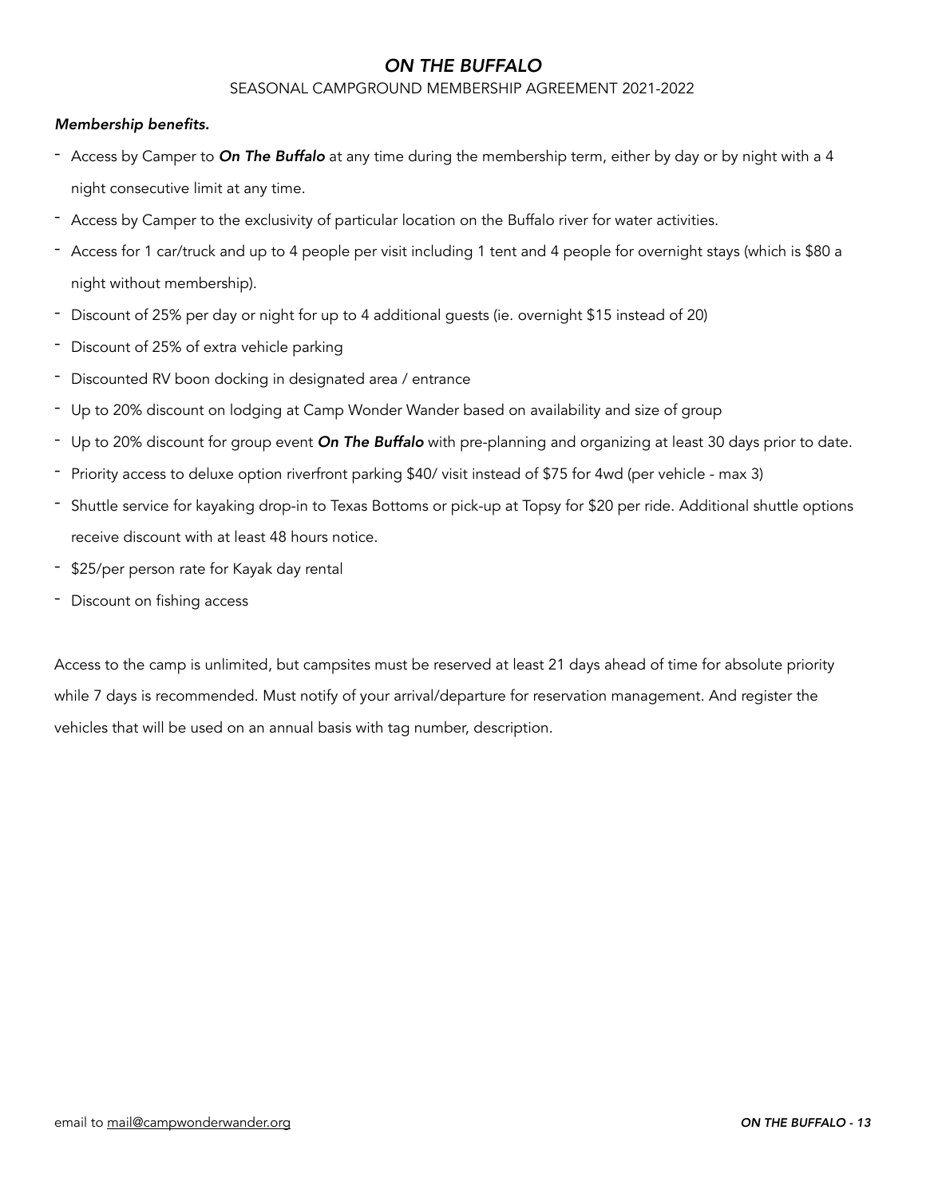# *ON THE BUFFALO*

SEASONAL CAMPGROUND MEMBERSHIP AGREEMENT 2021-2022

***Membership benefits.***

- Access by Camper to ***On The Buffalo*** at any time during the membership term, either by day or by night with a 4 night consecutive limit at any time.
- Access by Camper to the exclusivity of particular location on the Buffalo river for water activities.
- Access for 1 car/truck and up to 4 people per visit including 1 tent and 4 people for overnight stays (which is $80 a night without membership).
- Discount of 25% per day or night for up to 4 additional guests (ie. overnight $15 instead of 20)
- Discount of 25% of extra vehicle parking
- Discounted RV boon docking in designated area / entrance
- Up to 20% discount on lodging at Camp Wonder Wander based on availability and size of group
- Up to 20% discount for group event ***On The Buffalo*** with pre-planning and organizing at least 30 days prior to date.
- Priority access to deluxe option riverfront parking $40/ visit instead of $75 for 4wd (per vehicle - max 3)
- Shuttle service for kayaking drop-in to Texas Bottoms or pick-up at Topsy for $20 per ride. Additional shuttle options receive discount with at least 48 hours notice.
- $25/per person rate for Kayak day rental
- Discount on fishing access

Access to the camp is unlimited, but campsites must be reserved at least 21 days ahead of time for absolute priority while 7 days is recommended. Must notify of your arrival/departure for reservation management. And register the vehicles that will be used on an annual basis with tag number, description.

email to mail@campwonderwander.org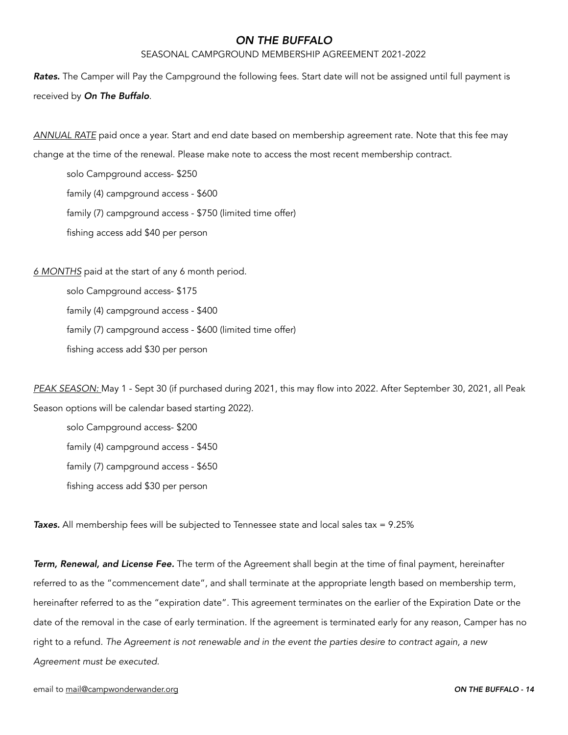# *ON THE BUFFALO*

SEASONAL CAMPGROUND MEMBERSHIP AGREEMENT 2021-2022

***Rates.*** The Camper will Pay the Campground the following fees. Start date will not be assigned until full payment is received by ***On The Buffalo***.

*ANNUAL RATE* paid once a year. Start and end date based on membership agreement rate. Note that this fee may change at the time of the renewal. Please make note to access the most recent membership contract.

solo Campground access- $250

family (4) campground access - $600

family (7) campground access - $750 (limited time offer)

fishing access add $40 per person

*6 MONTHS* paid at the start of any 6 month period.

solo Campground access- $175

family (4) campground access - $400

family (7) campground access - $600 (limited time offer)

fishing access add $30 per person

*PEAK SEASON:* May 1 - Sept 30 (if purchased during 2021, this may flow into 2022. After September 30, 2021, all Peak Season options will be calendar based starting 2022).

solo Campground access- $200

family (4) campground access - $450

family (7) campground access - $650

fishing access add $30 per person

***Taxes.*** All membership fees will be subjected to Tennessee state and local sales tax = 9.25%

***Term, Renewal, and License Fee.*** The term of the Agreement shall begin at the time of final payment, hereinafter referred to as the "commencement date", and shall terminate at the appropriate length based on membership term, hereinafter referred to as the "expiration date". This agreement terminates on the earlier of the Expiration Date or the date of the removal in the case of early termination. If the agreement is terminated early for any reason, Camper has no right to a refund. *The Agreement is not renewable and in the event the parties desire to contract again, a new Agreement must be executed.*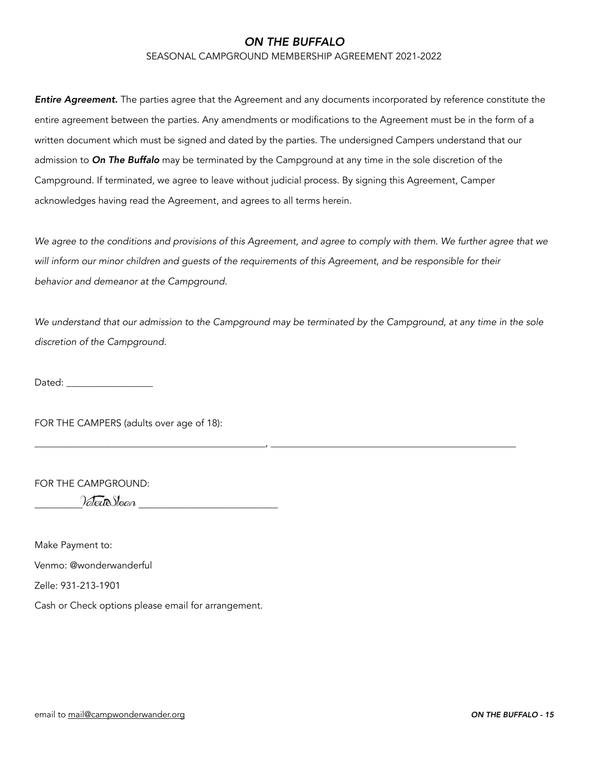# *ON THE BUFFALO*

SEASONAL CAMPGROUND MEMBERSHIP AGREEMENT 2021-2022

***Entire Agreement.*** The parties agree that the Agreement and any documents incorporated by reference constitute the entire agreement between the parties. Any amendments or modifications to the Agreement must be in the form of a written document which must be signed and dated by the parties. The undersigned Campers understand that our admission to ***On The Buffalo*** may be terminated by the Campground at any time in the sole discretion of the Campground. If terminated, we agree to leave without judicial process. By signing this Agreement, Camper acknowledges having read the Agreement, and agrees to all terms herein.

*We agree to the conditions and provisions of this Agreement, and agree to comply with them. We further agree that we will inform our minor children and guests of the requirements of this Agreement, and be responsible for their behavior and demeanor at the Campground.*

*We understand that our admission to the Campground may be terminated by the Campground, at any time in the sole discretion of the Campground.*

Dated: _________________

FOR THE CAMPERS (adults over age of 18):

_______________________________________________, _______________________________________________

FOR THE CAMPGROUND:

_________Valerie Sloan ___________________________

Make Payment to:

Venmo: @wonderwanderful

Zelle: 931-213-1901

Cash or Check options please email for arrangement.

email to mail@campwonderwander.org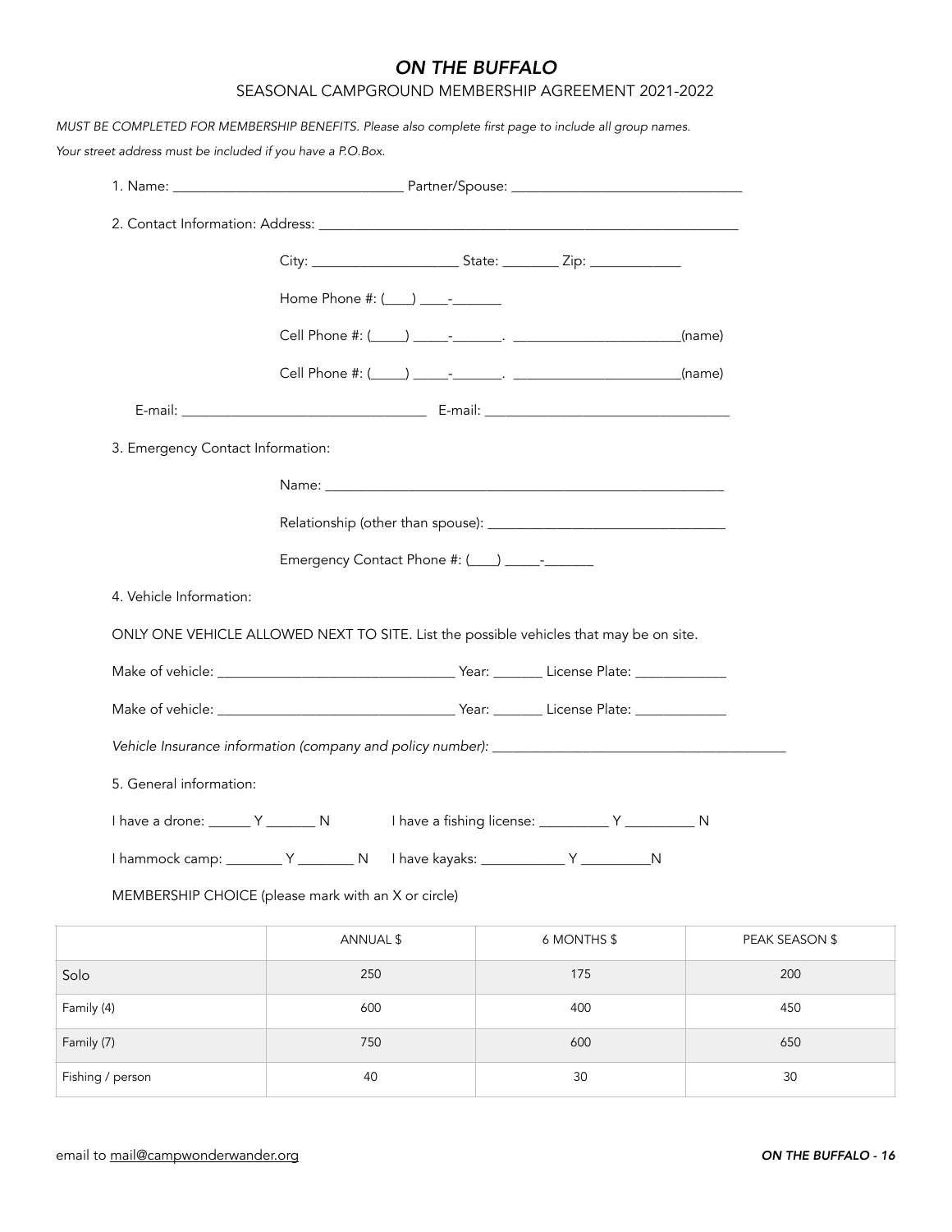# *ON THE BUFFALO*

## SEASONAL CAMPGROUND MEMBERSHIP AGREEMENT 2021-2022

*MUST BE COMPLETED FOR MEMBERSHIP BENEFITS. Please also complete first page to include all group names.*

*Your street address must be included if you have a P.O.Box.*

1. Name: _______________________________ Partner/Spouse: _______________________________

2. Contact Information: Address: ___________________________________________________________

   City: ____________________ State: ________ Zip: ____________

   Home Phone #: (____) ____-_______

   Cell Phone #: (_____) _____-_______. ______________________(name)

   Cell Phone #: (_____) _____-_______. ______________________(name)

   E-mail: _________________________________ E-mail: _________________________________

3. Emergency Contact Information:

   Name: _______________________________________________________

   Relationship (other than spouse): ________________________________

   Emergency Contact Phone #: (____) _____-_______

4. Vehicle Information:

   ONLY ONE VEHICLE ALLOWED NEXT TO SITE. List the possible vehicles that may be on site.

   Make of vehicle: ________________________________ Year: _______ License Plate: ____________

   Make of vehicle: ________________________________ Year: _______ License Plate: ____________

   *Vehicle Insurance information (company and policy number):* ________________________________________

5. General information:

   I have a drone: ______ Y _______ N     I have a fishing license: __________ Y __________ N

   I hammock camp: ________ Y ________ N     I have kayaks: ____________ Y __________N

   MEMBERSHIP CHOICE (please mark with an X or circle)

| | ANNUAL $ | 6 MONTHS $ | PEAK SEASON $ |
|---|---|---|---|
| Solo | 250 | 175 | 200 |
| Family (4) | 600 | 400 | 450 |
| Family (7) | 750 | 600 | 650 |
| Fishing / person | 40 | 30 | 30 |

email to mail@campwonderwander.org